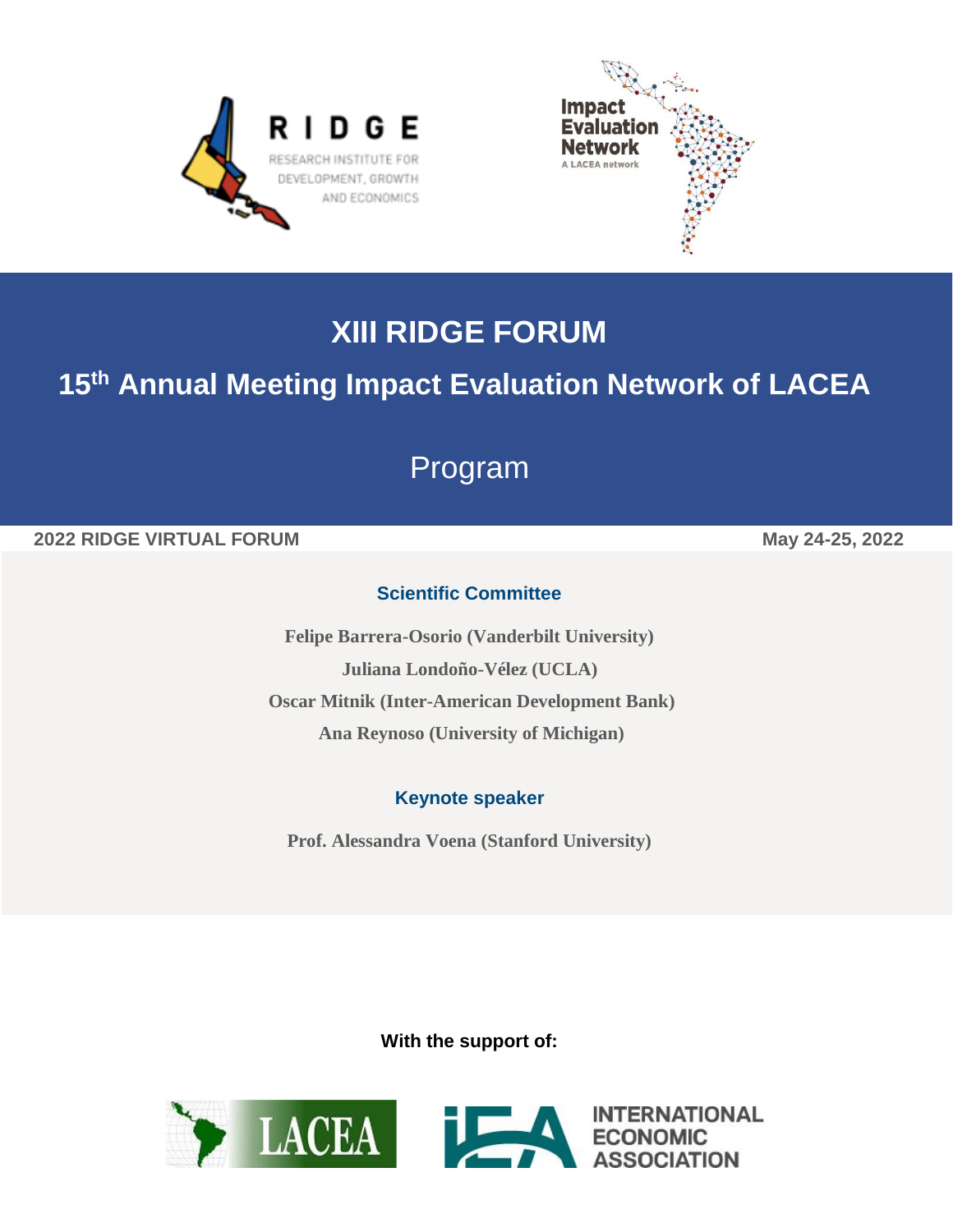RIDGE

RESEARCH INSTITUTE FOR DEVELOPMENT, GROWTH AND ECONOMICS

Impact Evaluation Network

A LACEA network

# XIII RIDGE FORUM

## 15th Annual Meeting Impact Evaluation Network of LACEA

## Program

**2022 RIDGE VIRTUAL FORUM** **May 24-25, 2022**

### Scientific Committee

**Felipe Barrera-Osorio (Vanderbilt University)**

**Juliana Londoño-Vélez (UCLA)**

**Oscar Mitnik (Inter-American Development Bank)**

**Ana Reynoso (University of Michigan)**

### Keynote speaker

**Prof. Alessandra Voena (Stanford University)**

**With the support of:**

LACEA

INTERNATIONAL ECONOMIC ASSOCIATION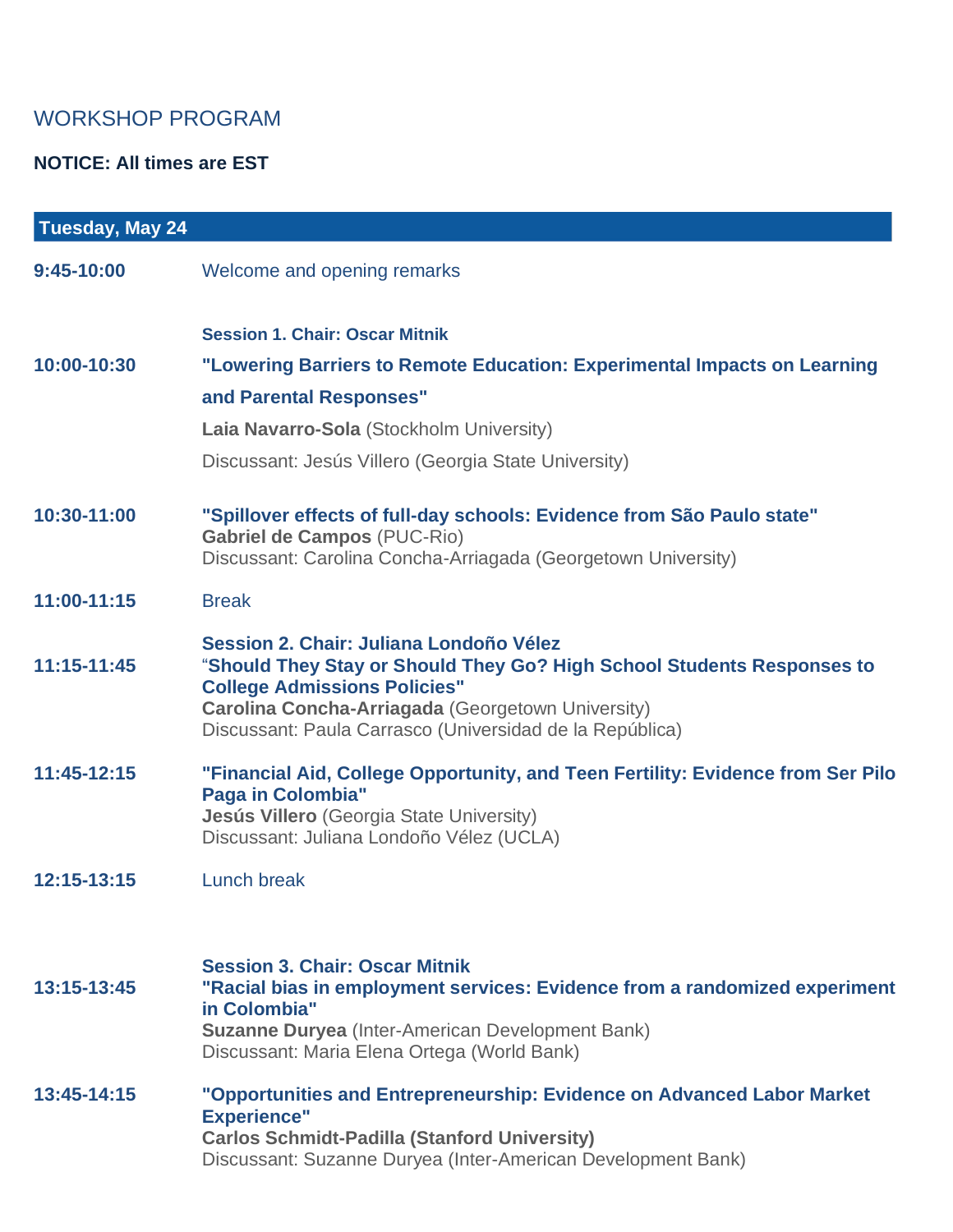## WORKSHOP PROGRAM

**NOTICE: All times are EST**

### Tuesday, May 24

**9:45-10:00** Welcome and opening remarks

**Session 1. Chair: Oscar Mitnik**

**10:00-10:30** **"Lowering Barriers to Remote Education: Experimental Impacts on Learning and Parental Responses"**
**Laia Navarro-Sola** (Stockholm University)
Discussant: Jesús Villero (Georgia State University)

**10:30-11:00** **"Spillover effects of full-day schools: Evidence from São Paulo state"**
**Gabriel de Campos** (PUC-Rio)
Discussant: Carolina Concha-Arriagada (Georgetown University)

**11:00-11:15** Break

**Session 2. Chair: Juliana Londoño Vélez**

**11:15-11:45** **"Should They Stay or Should They Go? High School Students Responses to College Admissions Policies"**
**Carolina Concha-Arriagada** (Georgetown University)
Discussant: Paula Carrasco (Universidad de la República)

**11:45-12:15** **"Financial Aid, College Opportunity, and Teen Fertility: Evidence from Ser Pilo Paga in Colombia"**
**Jesús Villero** (Georgia State University)
Discussant: Juliana Londoño Vélez (UCLA)

**12:15-13:15** Lunch break

**Session 3. Chair: Oscar Mitnik**

**13:15-13:45** **"Racial bias in employment services: Evidence from a randomized experiment in Colombia"**
**Suzanne Duryea** (Inter-American Development Bank)
Discussant: Maria Elena Ortega (World Bank)

**13:45-14:15** **"Opportunities and Entrepreneurship: Evidence on Advanced Labor Market Experience"**
**Carlos Schmidt-Padilla (Stanford University)**
Discussant: Suzanne Duryea (Inter-American Development Bank)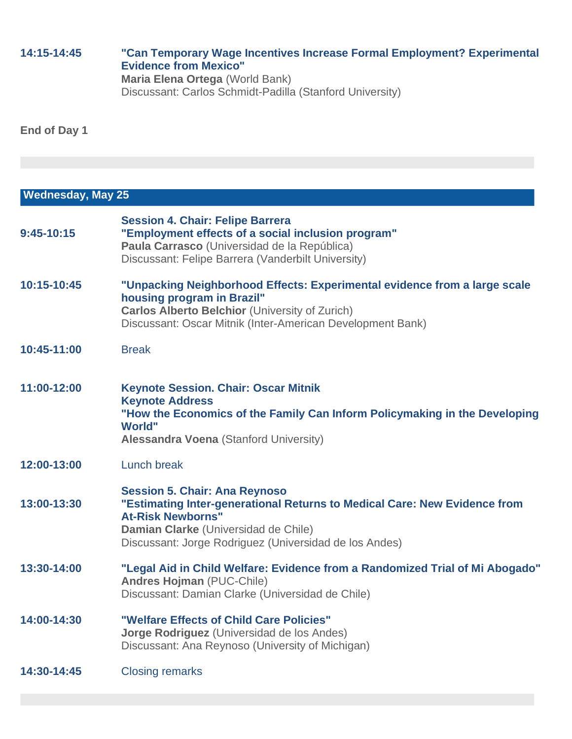**14:15-14:45** **"Can Temporary Wage Incentives Increase Formal Employment? Experimental Evidence from Mexico"**
**Maria Elena Ortega** (World Bank)
Discussant: Carlos Schmidt-Padilla (Stanford University)

**End of Day 1**

## Wednesday, May 25

**9:45-10:15** **Session 4. Chair: Felipe Barrera**
**"Employment effects of a social inclusion program"**
**Paula Carrasco** (Universidad de la República)
Discussant: Felipe Barrera (Vanderbilt University)

**10:15-10:45** **"Unpacking Neighborhood Effects: Experimental evidence from a large scale housing program in Brazil"**
**Carlos Alberto Belchior** (University of Zurich)
Discussant: Oscar Mitnik (Inter-American Development Bank)

**10:45-11:00** Break

**11:00-12:00** **Keynote Session. Chair: Oscar Mitnik**
**Keynote Address**
**"How the Economics of the Family Can Inform Policymaking in the Developing World"**
**Alessandra Voena** (Stanford University)

**12:00-13:00** Lunch break

**13:00-13:30** **Session 5. Chair: Ana Reynoso**
**"Estimating Inter-generational Returns to Medical Care: New Evidence from At-Risk Newborns"**
**Damian Clarke** (Universidad de Chile)
Discussant: Jorge Rodriguez (Universidad de los Andes)

**13:30-14:00** **"Legal Aid in Child Welfare: Evidence from a Randomized Trial of Mi Abogado"**
**Andres Hojman** (PUC-Chile)
Discussant: Damian Clarke (Universidad de Chile)

**14:00-14:30** **"Welfare Effects of Child Care Policies"**
**Jorge Rodriguez** (Universidad de los Andes)
Discussant: Ana Reynoso (University of Michigan)

**14:30-14:45** Closing remarks